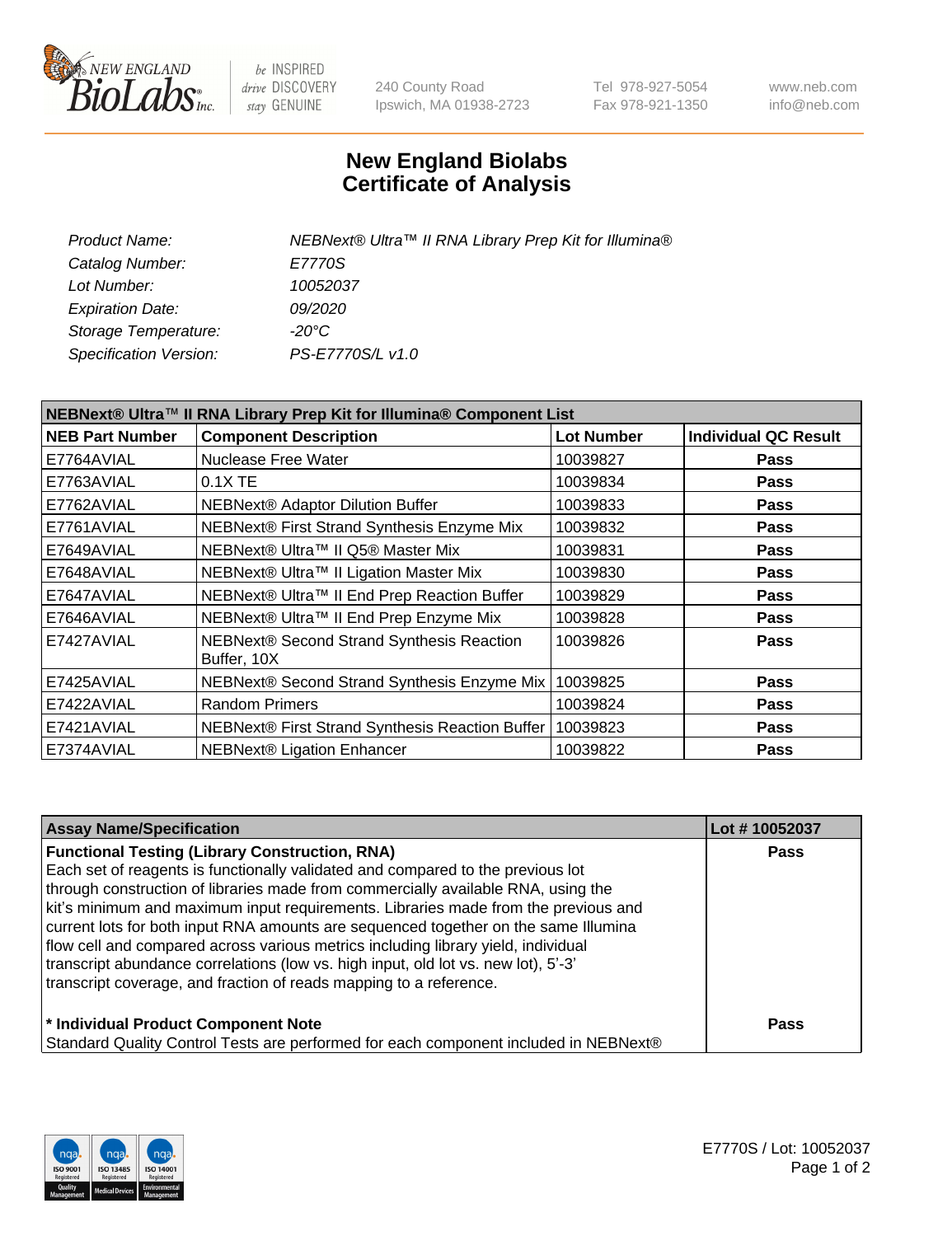240 County Road
Ipswich, MA 01938-2723

Tel 978-927-5054
Fax 978-921-1350

www.neb.com
info@neb.com

# New England Biolabs
# Certificate of Analysis

| | |
|---|---|
| *Product Name:* | *NEBNext® Ultra™ II RNA Library Prep Kit for Illumina®* |
| *Catalog Number:* | *E7770S* |
| *Lot Number:* | *10052037* |
| *Expiration Date:* | *09/2020* |
| *Storage Temperature:* | *-20°C* |
| *Specification Version:* | *PS-E7770S/L v1.0* |

**NEBNext® Ultra™ II RNA Library Prep Kit for Illumina® Component List**

| NEB Part Number | Component Description | Lot Number | Individual QC Result |
|---|---|---|---|
| E7764AVIAL | Nuclease Free Water | 10039827 | Pass |
| E7763AVIAL | 0.1X TE | 10039834 | Pass |
| E7762AVIAL | NEBNext® Adaptor Dilution Buffer | 10039833 | Pass |
| E7761AVIAL | NEBNext® First Strand Synthesis Enzyme Mix | 10039832 | Pass |
| E7649AVIAL | NEBNext® Ultra™ II Q5® Master Mix | 10039831 | Pass |
| E7648AVIAL | NEBNext® Ultra™ II Ligation Master Mix | 10039830 | Pass |
| E7647AVIAL | NEBNext® Ultra™ II End Prep Reaction Buffer | 10039829 | Pass |
| E7646AVIAL | NEBNext® Ultra™ II End Prep Enzyme Mix | 10039828 | Pass |
| E7427AVIAL | NEBNext® Second Strand Synthesis Reaction Buffer, 10X | 10039826 | Pass |
| E7425AVIAL | NEBNext® Second Strand Synthesis Enzyme Mix | 10039825 | Pass |
| E7422AVIAL | Random Primers | 10039824 | Pass |
| E7421AVIAL | NEBNext® First Strand Synthesis Reaction Buffer | 10039823 | Pass |
| E7374AVIAL | NEBNext® Ligation Enhancer | 10039822 | Pass |

| Assay Name/Specification | Lot # 10052037 |
|---|---|
| **Functional Testing (Library Construction, RNA)**<br>Each set of reagents is functionally validated and compared to the previous lot through construction of libraries made from commercially available RNA, using the kit's minimum and maximum input requirements. Libraries made from the previous and current lots for both input RNA amounts are sequenced together on the same Illumina flow cell and compared across various metrics including library yield, individual transcript abundance correlations (low vs. high input, old lot vs. new lot), 5'-3' transcript coverage, and fraction of reads mapping to a reference. | Pass |
| **\* Individual Product Component Note**<br>Standard Quality Control Tests are performed for each component included in NEBNext® | Pass |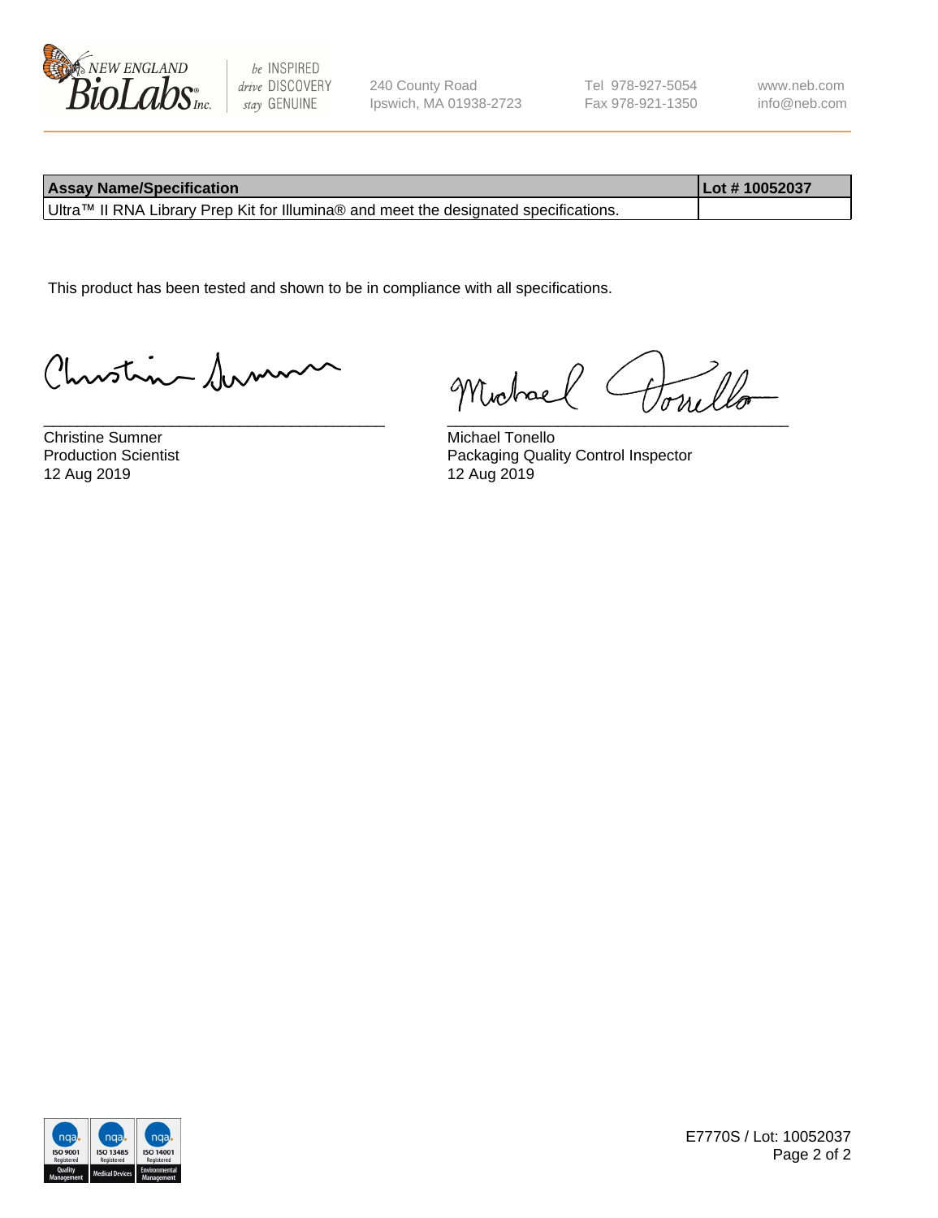240 County Road
Ipswich, MA 01938-2723

Tel 978-927-5054
Fax 978-921-1350

www.neb.com
info@neb.com

| Assay Name/Specification | Lot # 10052037 |
|---|---|
| Ultra™ II RNA Library Prep Kit for Illumina® and meet the designated specifications. | |

This product has been tested and shown to be in compliance with all specifications.

Christine Sumner
Production Scientist
12 Aug 2019

Michael Tonello
Packaging Quality Control Inspector
12 Aug 2019

E7770S / Lot: 10052037